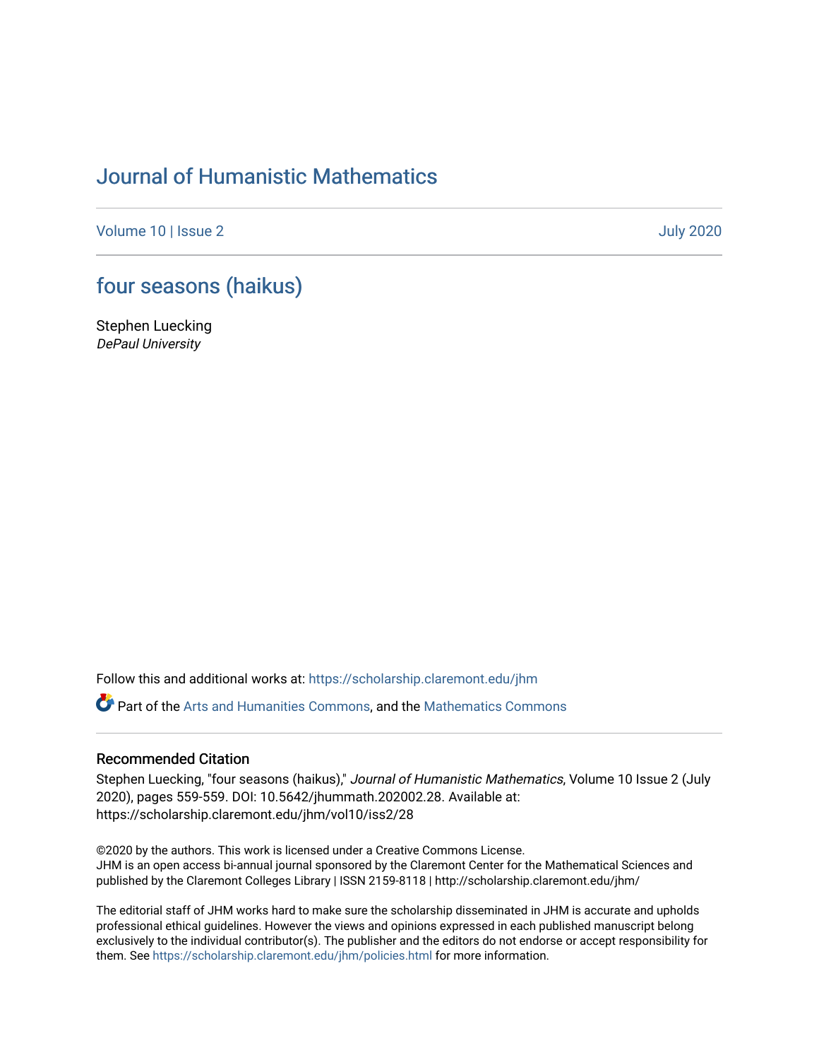# Journal of Humanistic Mathematics

Volume 10 | Issue 2 July 2020

## four seasons (haikus)

Stephen Luecking
*DePaul University*

Follow this and additional works at: https://scholarship.claremont.edu/jhm

Part of the Arts and Humanities Commons, and the Mathematics Commons

### Recommended Citation

Stephen Luecking, "four seasons (haikus)," *Journal of Humanistic Mathematics*, Volume 10 Issue 2 (July 2020), pages 559-559. DOI: 10.5642/jhummath.202002.28. Available at: https://scholarship.claremont.edu/jhm/vol10/iss2/28

©2020 by the authors. This work is licensed under a Creative Commons License.
JHM is an open access bi-annual journal sponsored by the Claremont Center for the Mathematical Sciences and published by the Claremont Colleges Library | ISSN 2159-8118 | http://scholarship.claremont.edu/jhm/

The editorial staff of JHM works hard to make sure the scholarship disseminated in JHM is accurate and upholds professional ethical guidelines. However the views and opinions expressed in each published manuscript belong exclusively to the individual contributor(s). The publisher and the editors do not endorse or accept responsibility for them. See https://scholarship.claremont.edu/jhm/policies.html for more information.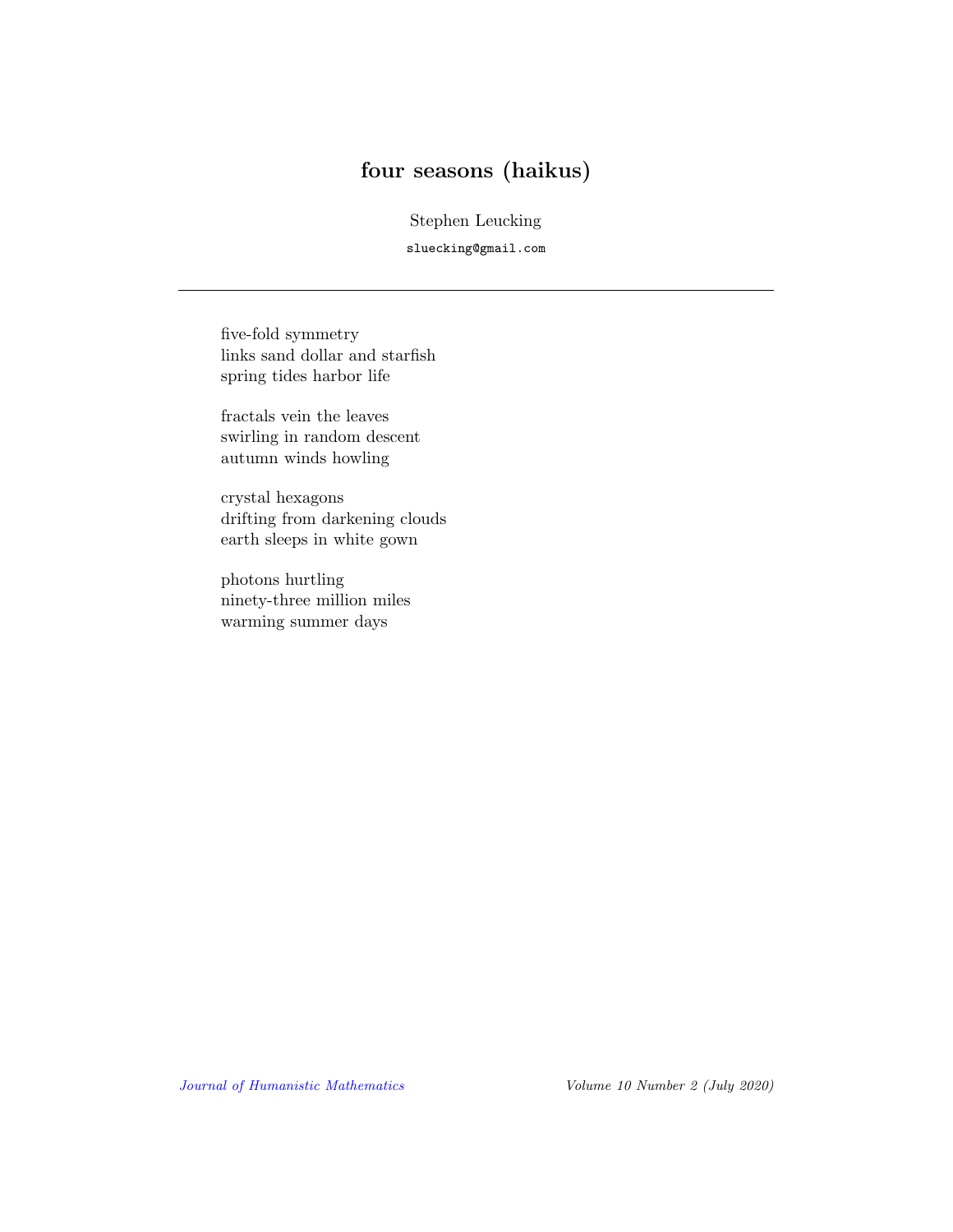# four seasons (haikus)

Stephen Leucking

slucking@gmail.com

---

five-fold symmetry
links sand dollar and starfish
spring tides harbor life

fractals vein the leaves
swirling in random descent
autumn winds howling

crystal hexagons
drifting from darkening clouds
earth sleeps in white gown

photons hurtling
ninety-three million miles
warming summer days